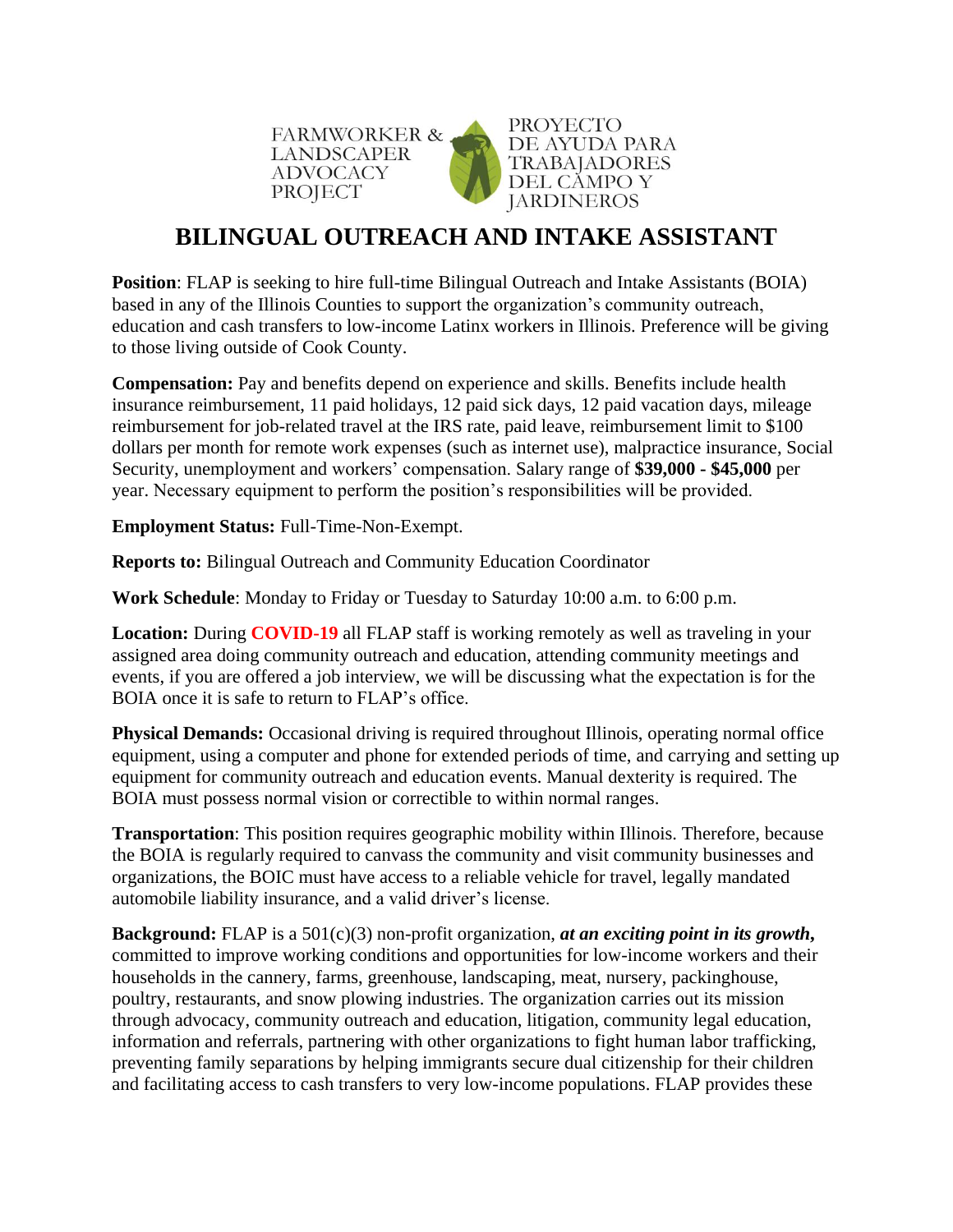FARMWORKER & LANDSCAPER ADVOCACY PROJECT

PROYECTO DE AYUDA PARA TRABAJADORES DEL CAMPO Y JARDINEROS

# BILINGUAL OUTREACH AND INTAKE ASSISTANT

**Position**: FLAP is seeking to hire full-time Bilingual Outreach and Intake Assistants (BOIA) based in any of the Illinois Counties to support the organization's community outreach, education and cash transfers to low-income Latinx workers in Illinois. Preference will be giving to those living outside of Cook County.

**Compensation:** Pay and benefits depend on experience and skills. Benefits include health insurance reimbursement, 11 paid holidays, 12 paid sick days, 12 paid vacation days, mileage reimbursement for job-related travel at the IRS rate, paid leave, reimbursement limit to $100 dollars per month for remote work expenses (such as internet use), malpractice insurance, Social Security, unemployment and workers' compensation. Salary range of **$39,000 - $45,000** per year. Necessary equipment to perform the position's responsibilities will be provided.

**Employment Status:** Full-Time-Non-Exempt.

**Reports to:** Bilingual Outreach and Community Education Coordinator

**Work Schedule**: Monday to Friday or Tuesday to Saturday 10:00 a.m. to 6:00 p.m.

**Location:** During **COVID-19** all FLAP staff is working remotely as well as traveling in your assigned area doing community outreach and education, attending community meetings and events, if you are offered a job interview, we will be discussing what the expectation is for the BOIA once it is safe to return to FLAP's office.

**Physical Demands:** Occasional driving is required throughout Illinois, operating normal office equipment, using a computer and phone for extended periods of time, and carrying and setting up equipment for community outreach and education events. Manual dexterity is required. The BOIA must possess normal vision or correctible to within normal ranges.

**Transportation**: This position requires geographic mobility within Illinois. Therefore, because the BOIA is regularly required to canvass the community and visit community businesses and organizations, the BOIC must have access to a reliable vehicle for travel, legally mandated automobile liability insurance, and a valid driver's license.

**Background:** FLAP is a 501(c)(3) non-profit organization, ***at an exciting point in its growth,*** committed to improve working conditions and opportunities for low-income workers and their households in the cannery, farms, greenhouse, landscaping, meat, nursery, packinghouse, poultry, restaurants, and snow plowing industries. The organization carries out its mission through advocacy, community outreach and education, litigation, community legal education, information and referrals, partnering with other organizations to fight human labor trafficking, preventing family separations by helping immigrants secure dual citizenship for their children and facilitating access to cash transfers to very low-income populations. FLAP provides these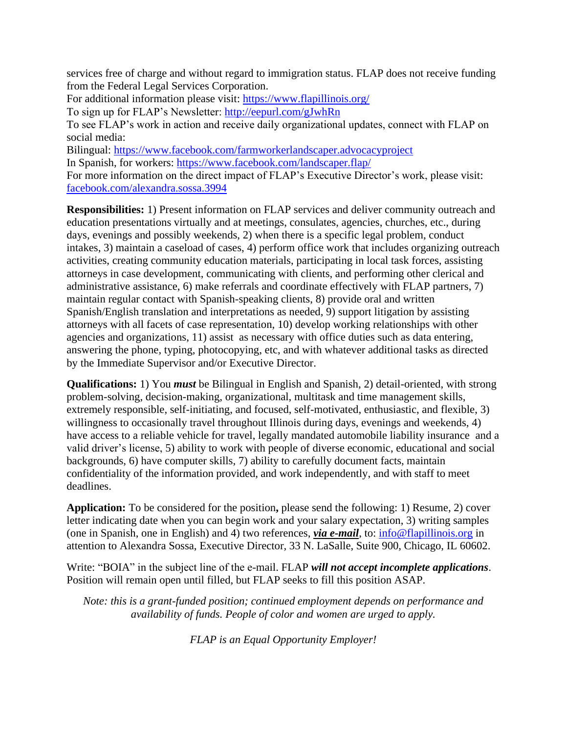services free of charge and without regard to immigration status. FLAP does not receive funding from the Federal Legal Services Corporation.

For additional information please visit: [https://www.flapillinois.org/](https://www.flapillinois.org/)

To sign up for FLAP's Newsletter: [http://eepurl.com/gJwhRn](http://eepurl.com/gJwhRn)

To see FLAP's work in action and receive daily organizational updates, connect with FLAP on social media:

Bilingual: [https://www.facebook.com/farmworkerlandscaper.advocacyproject](https://www.facebook.com/farmworkerlandscaper.advocacyproject)

In Spanish, for workers: [https://www.facebook.com/landscaper.flap/](https://www.facebook.com/landscaper.flap/)

For more information on the direct impact of FLAP's Executive Director's work, please visit: [facebook.com/alexandra.sossa.3994](facebook.com/alexandra.sossa.3994)

**Responsibilities:** 1) Present information on FLAP services and deliver community outreach and education presentations virtually and at meetings, consulates, agencies, churches, etc., during days, evenings and possibly weekends, 2) when there is a specific legal problem, conduct intakes, 3) maintain a caseload of cases, 4) perform office work that includes organizing outreach activities, creating community education materials, participating in local task forces, assisting attorneys in case development, communicating with clients, and performing other clerical and administrative assistance, 6) make referrals and coordinate effectively with FLAP partners, 7) maintain regular contact with Spanish-speaking clients, 8) provide oral and written Spanish/English translation and interpretations as needed, 9) support litigation by assisting attorneys with all facets of case representation, 10) develop working relationships with other agencies and organizations, 11) assist as necessary with office duties such as data entering, answering the phone, typing, photocopying, etc, and with whatever additional tasks as directed by the Immediate Supervisor and/or Executive Director.

**Qualifications:** 1) You ***must*** be Bilingual in English and Spanish, 2) detail-oriented, with strong problem-solving, decision-making, organizational, multitask and time management skills, extremely responsible, self-initiating, and focused, self-motivated, enthusiastic, and flexible, 3) willingness to occasionally travel throughout Illinois during days, evenings and weekends, 4) have access to a reliable vehicle for travel, legally mandated automobile liability insurance and a valid driver's license, 5) ability to work with people of diverse economic, educational and social backgrounds, 6) have computer skills, 7) ability to carefully document facts, maintain confidentiality of the information provided, and work independently, and with staff to meet deadlines.

**Application:** To be considered for the position**,** please send the following: 1) Resume, 2) cover letter indicating date when you can begin work and your salary expectation, 3) writing samples (one in Spanish, one in English) and 4) two references, ***via e-mail***, to: [info@flapillinois.org](mailto:info@flapillinois.org) in attention to Alexandra Sossa, Executive Director, 33 N. LaSalle, Suite 900, Chicago, IL 60602.

Write: "BOIA" in the subject line of the e-mail. FLAP ***will not accept incomplete applications***. Position will remain open until filled, but FLAP seeks to fill this position ASAP.

*Note: this is a grant-funded position; continued employment depends on performance and availability of funds. People of color and women are urged to apply.*

*FLAP is an Equal Opportunity Employer!*